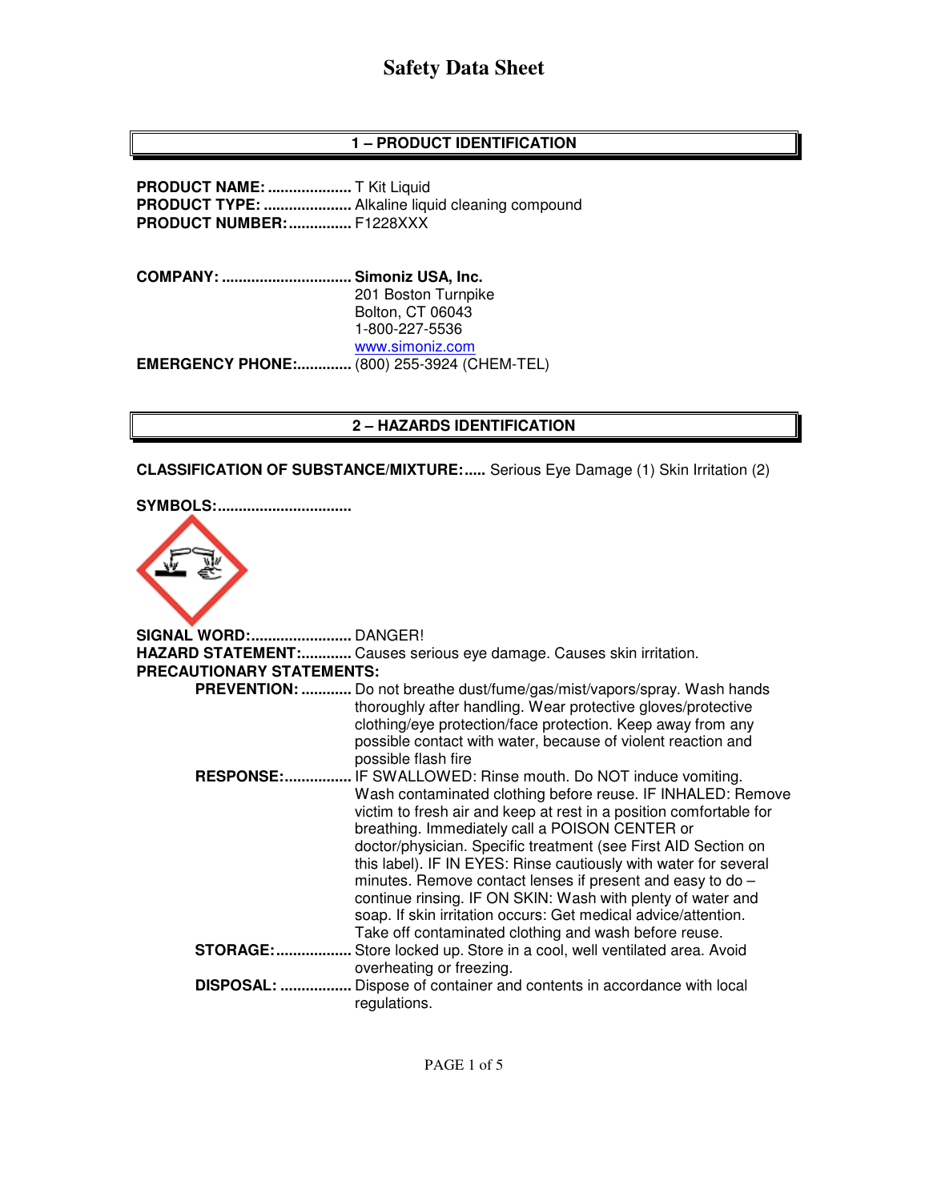# Safety Data Sheet

## 1 – PRODUCT IDENTIFICATION

**PRODUCT NAME:** .................... T Kit Liquid
**PRODUCT TYPE:** ..................... Alkaline liquid cleaning compound
**PRODUCT NUMBER:** ............... F1228XXX

**COMPANY:** ............................... **Simoniz USA, Inc.**
201 Boston Turnpike
Bolton, CT 06043
1-800-227-5536
www.simoniz.com
**EMERGENCY PHONE:**............. (800) 255-3924 (CHEM-TEL)

## 2 – HAZARDS IDENTIFICATION

**CLASSIFICATION OF SUBSTANCE/MIXTURE:**..... Serious Eye Damage (1) Skin Irritation (2)

**SYMBOLS:**...............................

**SIGNAL WORD:**........................ DANGER!
**HAZARD STATEMENT:**............ Causes serious eye damage. Causes skin irritation.
**PRECAUTIONARY STATEMENTS:**

**PREVENTION:** ............ Do not breathe dust/fume/gas/mist/vapors/spray. Wash hands thoroughly after handling. Wear protective gloves/protective clothing/eye protection/face protection. Keep away from any possible contact with water, because of violent reaction and possible flash fire

**RESPONSE:**................ IF SWALLOWED: Rinse mouth. Do NOT induce vomiting. Wash contaminated clothing before reuse. IF INHALED: Remove victim to fresh air and keep at rest in a position comfortable for breathing. Immediately call a POISON CENTER or doctor/physician. Specific treatment (see First AID Section on this label). IF IN EYES: Rinse cautiously with water for several minutes. Remove contact lenses if present and easy to do – continue rinsing. IF ON SKIN: Wash with plenty of water and soap. If skin irritation occurs: Get medical advice/attention. Take off contaminated clothing and wash before reuse.

**STORAGE:**.................. Store locked up. Store in a cool, well ventilated area. Avoid overheating or freezing.

**DISPOSAL:** ................. Dispose of container and contents in accordance with local regulations.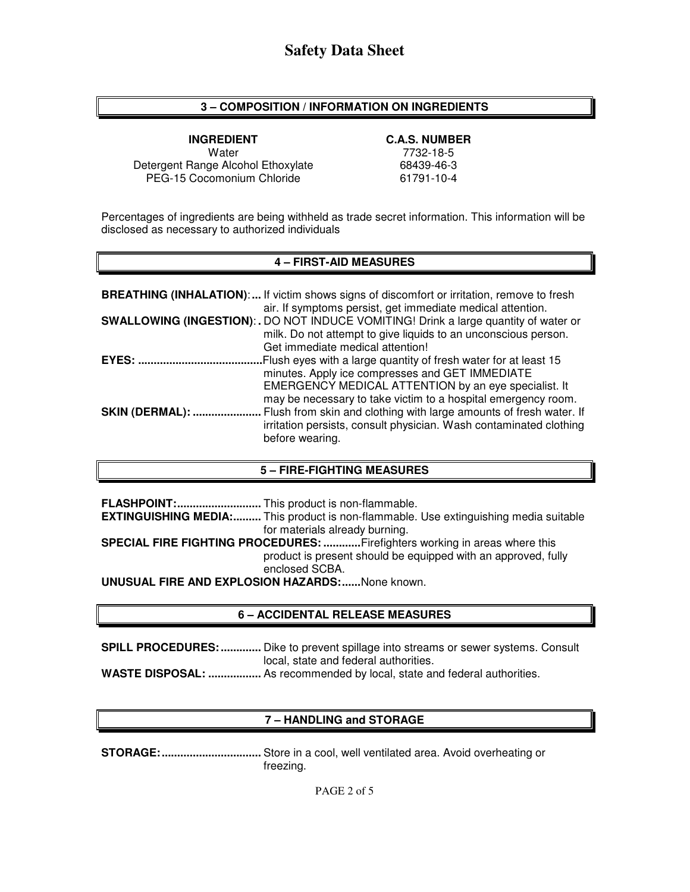## 3 – COMPOSITION / INFORMATION ON INGREDIENTS

| INGREDIENT | C.A.S. NUMBER |
|---|---|
| Water | 7732-18-5 |
| Detergent Range Alcohol Ethoxylate | 68439-46-3 |
| PEG-15 Cocomonium Chloride | 61791-10-4 |

Percentages of ingredients are being withheld as trade secret information. This information will be disclosed as necessary to authorized individuals

## 4 – FIRST-AID MEASURES

**BREATHING (INHALATION):...** If victim shows signs of discomfort or irritation, remove to fresh air. If symptoms persist, get immediate medical attention.

**SWALLOWING (INGESTION):.** DO NOT INDUCE VOMITING! Drink a large quantity of water or milk. Do not attempt to give liquids to an unconscious person. Get immediate medical attention!

**EYES: ........................................** Flush eyes with a large quantity of fresh water for at least 15 minutes. Apply ice compresses and GET IMMEDIATE EMERGENCY MEDICAL ATTENTION by an eye specialist. It may be necessary to take victim to a hospital emergency room.

**SKIN (DERMAL): ......................** Flush from skin and clothing with large amounts of fresh water. If irritation persists, consult physician. Wash contaminated clothing before wearing.

## 5 – FIRE-FIGHTING MEASURES

**FLASHPOINT:...........................** This product is non-flammable.

**EXTINGUISHING MEDIA:.........** This product is non-flammable. Use extinguishing media suitable for materials already burning.

**SPECIAL FIRE FIGHTING PROCEDURES: ............** Firefighters working in areas where this product is present should be equipped with an approved, fully enclosed SCBA.

**UNUSUAL FIRE AND EXPLOSION HAZARDS:......** None known.

## 6 – ACCIDENTAL RELEASE MEASURES

**SPILL PROCEDURES:.............** Dike to prevent spillage into streams or sewer systems. Consult local, state and federal authorities.

**WASTE DISPOSAL: .................** As recommended by local, state and federal authorities.

## 7 – HANDLING and STORAGE

**STORAGE:................................** Store in a cool, well ventilated area. Avoid overheating or freezing.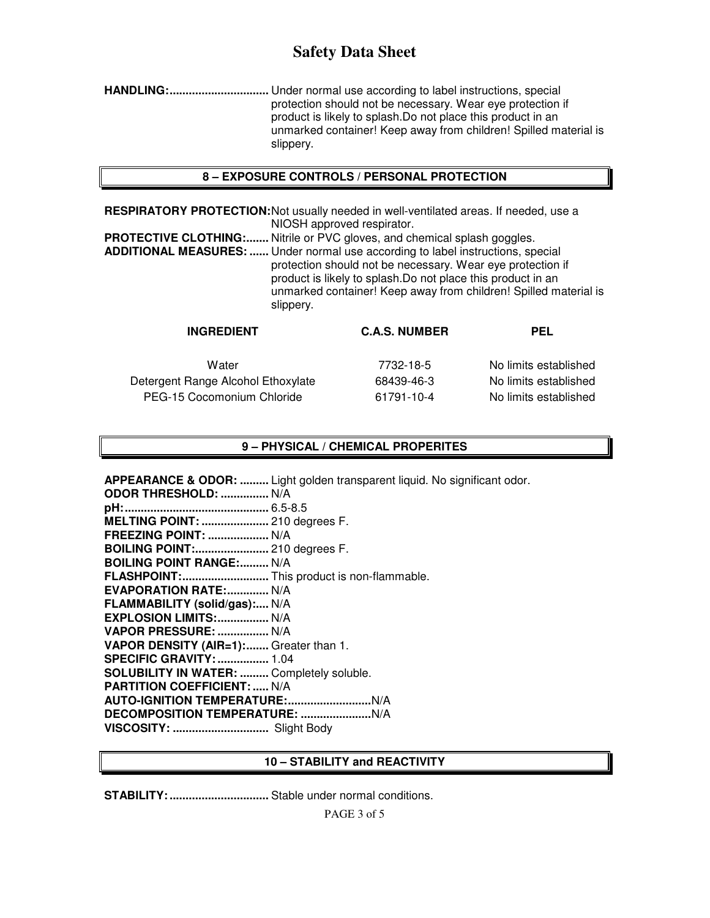**HANDLING:**............................... Under normal use according to label instructions, special protection should not be necessary. Wear eye protection if product is likely to splash.Do not place this product in an unmarked container! Keep away from children! Spilled material is slippery.

## 8 – EXPOSURE CONTROLS / PERSONAL PROTECTION

**RESPIRATORY PROTECTION:** Not usually needed in well-ventilated areas. If needed, use a NIOSH approved respirator.

**PROTECTIVE CLOTHING:**....... Nitrile or PVC gloves, and chemical splash goggles.

**ADDITIONAL MEASURES:** ...... Under normal use according to label instructions, special protection should not be necessary. Wear eye protection if product is likely to splash.Do not place this product in an unmarked container! Keep away from children! Spilled material is slippery.

| INGREDIENT | C.A.S. NUMBER | PEL |
|---|---|---|
| Water | 7732-18-5 | No limits established |
| Detergent Range Alcohol Ethoxylate | 68439-46-3 | No limits established |
| PEG-15 Cocomonium Chloride | 61791-10-4 | No limits established |

## 9 – PHYSICAL / CHEMICAL PROPERITES

**APPEARANCE & ODOR:** ......... Light golden transparent liquid. No significant odor.
**ODOR THRESHOLD:** ............... N/A
**pH:**............................................ 6.5-8.5
**MELTING POINT:** ..................... 210 degrees F.
**FREEZING POINT:** ................... N/A
**BOILING POINT:**....................... 210 degrees F.
**BOILING POINT RANGE:**......... N/A
**FLASHPOINT:**........................... This product is non-flammable.
**EVAPORATION RATE:**............. N/A
**FLAMMABILITY (solid/gas):**.... N/A
**EXPLOSION LIMITS:**................ N/A
**VAPOR PRESSURE:** ................ N/A
**VAPOR DENSITY (AIR=1):**....... Greater than 1.
**SPECIFIC GRAVITY:** ................ 1.04
**SOLUBILITY IN WATER:** ......... Completely soluble.
**PARTITION COEFFICIENT:** ..... N/A
**AUTO-IGNITION TEMPERATURE:**..........................N/A
**DECOMPOSITION TEMPERATURE:** ......................N/A
**VISCOSITY:** .............................. Slight Body

## 10 – STABILITY and REACTIVITY

**STABILITY:**............................... Stable under normal conditions.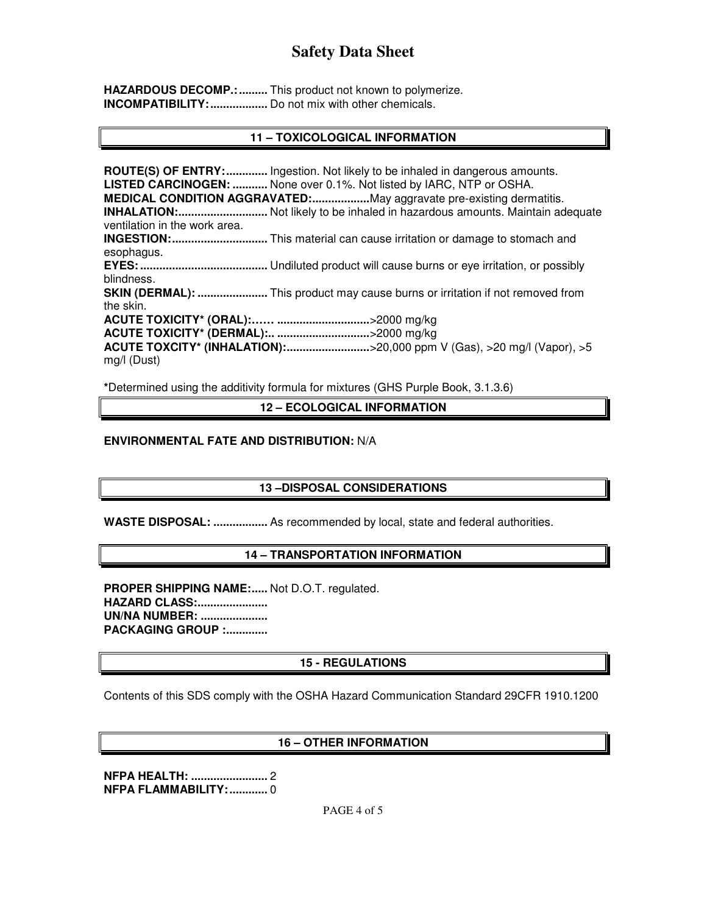**HAZARDOUS DECOMP.:.........** This product not known to polymerize.
**INCOMPATIBILITY:..................** Do not mix with other chemicals.

## 11 – TOXICOLOGICAL INFORMATION

**ROUTE(S) OF ENTRY:.............** Ingestion. Not likely to be inhaled in dangerous amounts.
**LISTED CARCINOGEN: ...........** None over 0.1%. Not listed by IARC, NTP or OSHA.
**MEDICAL CONDITION AGGRAVATED:..................** May aggravate pre-existing dermatitis.
**INHALATION:............................** Not likely to be inhaled in hazardous amounts. Maintain adequate ventilation in the work area.
**INGESTION:..............................** This material can cause irritation or damage to stomach and esophagus.
**EYES:........................................** Undiluted product will cause burns or eye irritation, or possibly blindness.
**SKIN (DERMAL): ......................** This product may cause burns or irritation if not removed from the skin.
**ACUTE TOXICITY* (ORAL):…… .............................** >2000 mg/kg
**ACUTE TOXICITY* (DERMAL):.. .............................** >2000 mg/kg
**ACUTE TOXCITY* (INHALATION):..........................** >20,000 ppm V (Gas), >20 mg/l (Vapor), >5 mg/l (Dust)

**\***Determined using the additivity formula for mixtures (GHS Purple Book, 3.1.3.6)

## 12 – ECOLOGICAL INFORMATION

**ENVIRONMENTAL FATE AND DISTRIBUTION:** N/A

## 13 –DISPOSAL CONSIDERATIONS

**WASTE DISPOSAL: .................** As recommended by local, state and federal authorities.

## 14 – TRANSPORTATION INFORMATION

**PROPER SHIPPING NAME:.....** Not D.O.T. regulated.
**HAZARD CLASS:......................**
**UN/NA NUMBER: .....................**
**PACKAGING GROUP :.............**

## 15 - REGULATIONS

Contents of this SDS comply with the OSHA Hazard Communication Standard 29CFR 1910.1200

## 16 – OTHER INFORMATION

**NFPA HEALTH: ........................** 2
**NFPA FLAMMABILITY:............** 0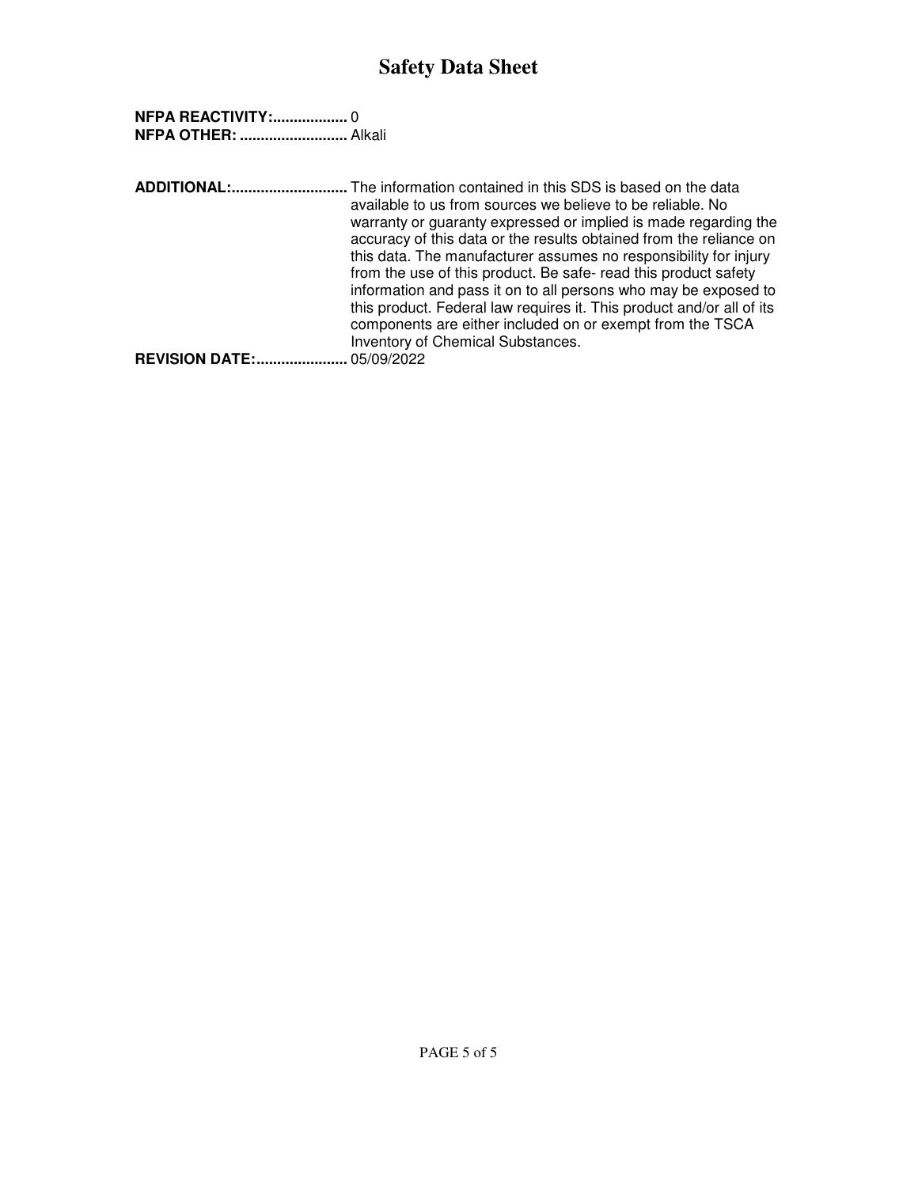**NFPA REACTIVITY:..................** 0
**NFPA OTHER: ..........................** Alkali

**ADDITIONAL:............................** The information contained in this SDS is based on the data available to us from sources we believe to be reliable. No warranty or guaranty expressed or implied is made regarding the accuracy of this data or the results obtained from the reliance on this data. The manufacturer assumes no responsibility for injury from the use of this product. Be safe- read this product safety information and pass it on to all persons who may be exposed to this product. Federal law requires it. This product and/or all of its components are either included on or exempt from the TSCA Inventory of Chemical Substances.
**REVISION DATE:......................** 05/09/2022